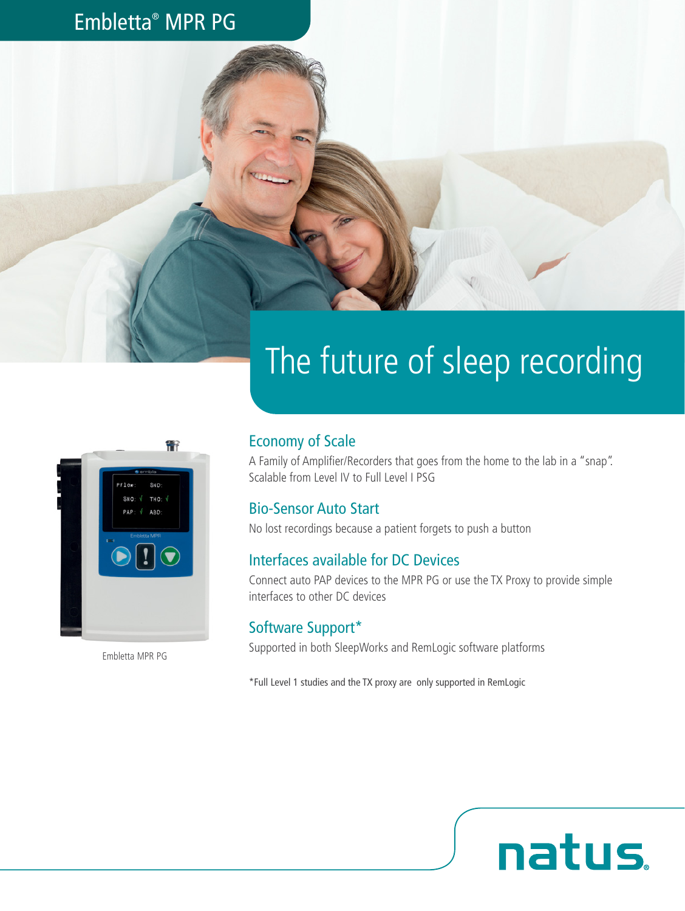# Embletta® MPR PG

## The future of sleep recording

Embletta MPR PG

### Economy of Scale

A Family of Amplifier/Recorders that goes from the home to the lab in a "snap". Scalable from Level IV to Full Level I PSG

### Bio-Sensor Auto Start

No lost recordings because a patient forgets to push a button

### Interfaces available for DC Devices

Connect auto PAP devices to the MPR PG or use the TX Proxy to provide simple interfaces to other DC devices

### Software Support*

Supported in both SleepWorks and RemLogic software platforms

*Full Level 1 studies and the TX proxy are only supported in RemLogic

natus.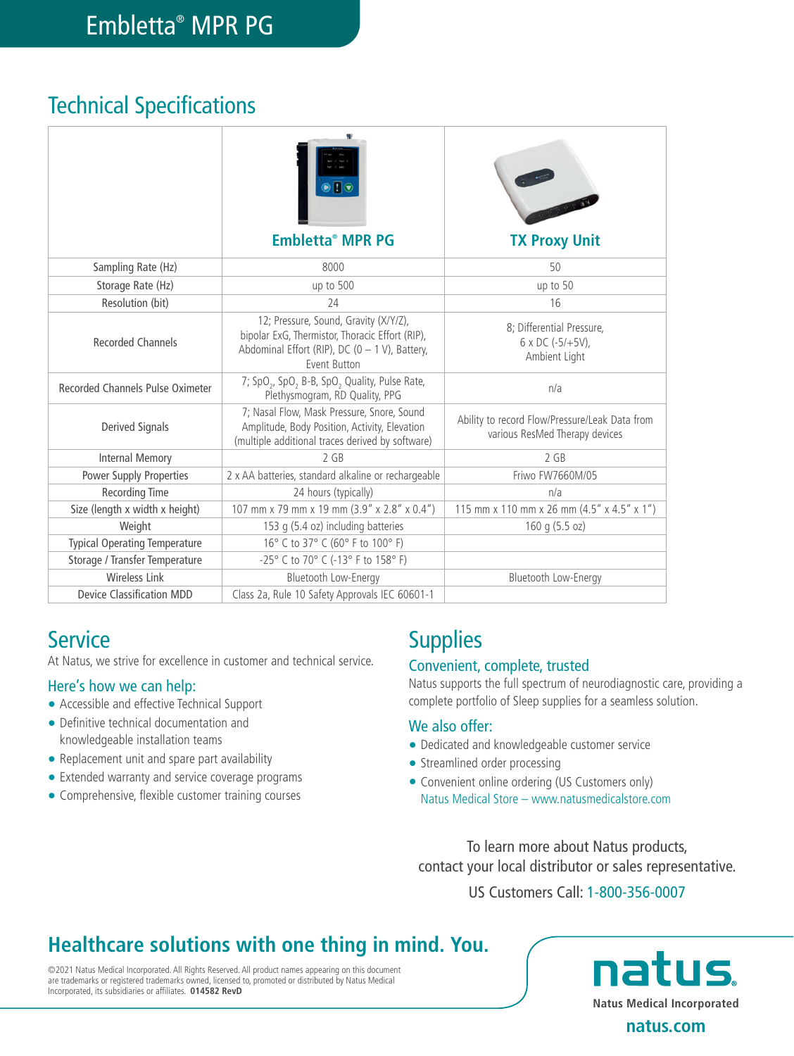# Embletta® MPR PG

## Technical Specifications

| | Embletta® MPR PG | TX Proxy Unit |
|---|---|---|
| Sampling Rate (Hz) | 8000 | 50 |
| Storage Rate (Hz) | up to 500 | up to 50 |
| Resolution (bit) | 24 | 16 |
| Recorded Channels | 12; Pressure, Sound, Gravity (X/Y/Z), bipolar ExG, Thermistor, Thoracic Effort (RIP), Abdominal Effort (RIP), DC (0 – 1 V), Battery, Event Button | 8; Differential Pressure, 6 x DC (-5/+5V), Ambient Light |
| Recorded Channels Pulse Oximeter | 7; $SpO_2$, $SpO_2$ B-B, $SpO_2$ Quality, Pulse Rate, Plethysmogram, RD Quality, PPG | n/a |
| Derived Signals | 7; Nasal Flow, Mask Pressure, Snore, Sound Amplitude, Body Position, Activity, Elevation (multiple additional traces derived by software) | Ability to record Flow/Pressure/Leak Data from various ResMed Therapy devices |
| Internal Memory | 2 GB | 2 GB |
| Power Supply Properties | 2 x AA batteries, standard alkaline or rechargeable | Friwo FW7660M/05 |
| Recording Time | 24 hours (typically) | n/a |
| Size (length x width x height) | 107 mm x 79 mm x 19 mm (3.9" x 2.8" x 0.4") | 115 mm x 110 mm x 26 mm (4.5" x 4.5" x 1") |
| Weight | 153 g (5.4 oz) including batteries | 160 g (5.5 oz) |
| Typical Operating Temperature | 16° C to 37° C (60° F to 100° F) | |
| Storage / Transfer Temperature | -25° C to 70° C (-13° F to 158° F) | |
| Wireless Link | Bluetooth Low-Energy | Bluetooth Low-Energy |
| Device Classification MDD | Class 2a, Rule 10 Safety Approvals IEC 60601-1 | |

## Service

At Natus, we strive for excellence in customer and technical service.

### Here's how we can help:

- Accessible and effective Technical Support
- Definitive technical documentation and knowledgeable installation teams
- Replacement unit and spare part availability
- Extended warranty and service coverage programs
- Comprehensive, flexible customer training courses

## Supplies

### Convenient, complete, trusted

Natus supports the full spectrum of neurodiagnostic care, providing a complete portfolio of Sleep supplies for a seamless solution.

### We also offer:

- Dedicated and knowledgeable customer service
- Streamlined order processing
- Convenient online ordering (US Customers only) Natus Medical Store – www.natusmedicalstore.com

To learn more about Natus products, contact your local distributor or sales representative.

US Customers Call: 1-800-356-0007

## Healthcare solutions with one thing in mind. You.

©2021 Natus Medical Incorporated. All Rights Reserved. All product names appearing on this document are trademarks or registered trademarks owned, licensed to, promoted or distributed by Natus Medical Incorporated, its subsidiaries or affiliates. **014582 RevD**

natus.

Natus Medical Incorporated

natus.com